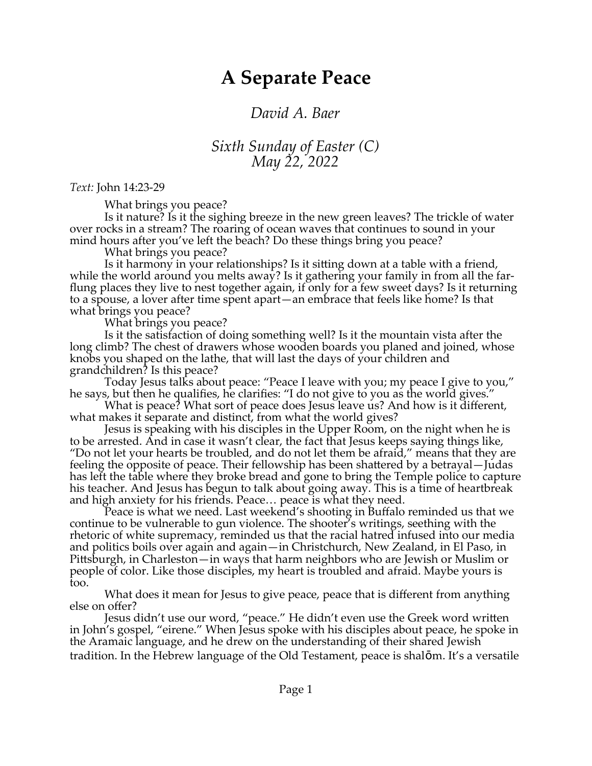# A Separate Peace

*David A. Baer*

*Sixth Sunday of Easter (C)*
*May 22, 2022*

*Text:* John 14:23-29

What brings you peace?

Is it nature? Is it the sighing breeze in the new green leaves? The trickle of water over rocks in a stream? The roaring of ocean waves that continues to sound in your mind hours after you've left the beach? Do these things bring you peace?

What brings you peace?

Is it harmony in your relationships? Is it sitting down at a table with a friend, while the world around you melts away? Is it gathering your family in from all the far-flung places they live to nest together again, if only for a few sweet days? Is it returning to a spouse, a lover after time spent apart—an embrace that feels like home? Is that what brings you peace?

What brings you peace?

Is it the satisfaction of doing something well? Is it the mountain vista after the long climb? The chest of drawers whose wooden boards you planed and joined, whose knobs you shaped on the lathe, that will last the days of your children and grandchildren? Is this peace?

Today Jesus talks about peace: "Peace I leave with you; my peace I give to you," he says, but then he qualifies, he clarifies: "I do not give to you as the world gives."

What is peace? What sort of peace does Jesus leave us? And how is it different, what makes it separate and distinct, from what the world gives?

Jesus is speaking with his disciples in the Upper Room, on the night when he is to be arrested. And in case it wasn't clear, the fact that Jesus keeps saying things like, "Do not let your hearts be troubled, and do not let them be afraid," means that they are feeling the opposite of peace. Their fellowship has been shattered by a betrayal—Judas has left the table where they broke bread and gone to bring the Temple police to capture his teacher. And Jesus has begun to talk about going away. This is a time of heartbreak and high anxiety for his friends. Peace… peace is what they need.

Peace is what we need. Last weekend's shooting in Buffalo reminded us that we continue to be vulnerable to gun violence. The shooter's writings, seething with the rhetoric of white supremacy, reminded us that the racial hatred infused into our media and politics boils over again and again—in Christchurch, New Zealand, in El Paso, in Pittsburgh, in Charleston—in ways that harm neighbors who are Jewish or Muslim or people of color. Like those disciples, my heart is troubled and afraid. Maybe yours is too.

What does it mean for Jesus to give peace, peace that is different from anything else on offer?

Jesus didn't use our word, "peace." He didn't even use the Greek word written in John's gospel, "eirene." When Jesus spoke with his disciples about peace, he spoke in the Aramaic language, and he drew on the understanding of their shared Jewish tradition. In the Hebrew language of the Old Testament, peace is shalōm. It's a versatile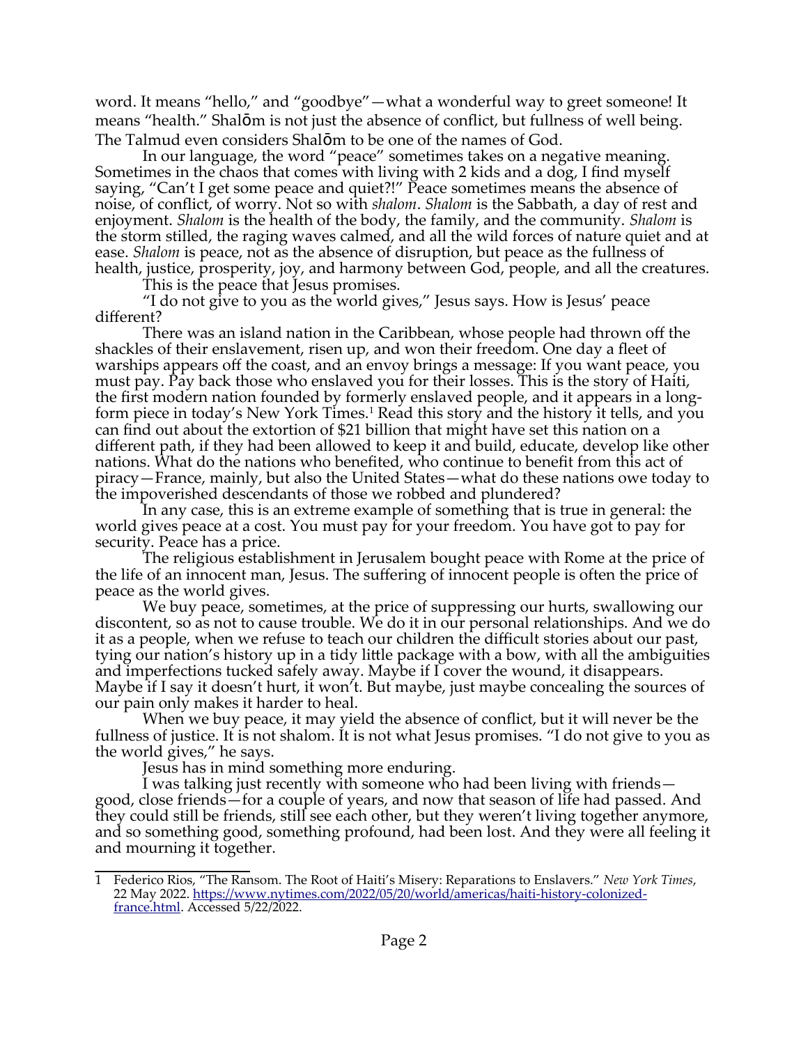word. It means "hello," and "goodbye"—what a wonderful way to greet someone! It means "health." Shalōm is not just the absence of conflict, but fullness of well being. The Talmud even considers Shalōm to be one of the names of God.

In our language, the word "peace" sometimes takes on a negative meaning. Sometimes in the chaos that comes with living with 2 kids and a dog, I find myself saying, "Can't I get some peace and quiet?!" Peace sometimes means the absence of noise, of conflict, of worry. Not so with *shalom*. *Shalom* is the Sabbath, a day of rest and enjoyment. *Shalom* is the health of the body, the family, and the community. *Shalom* is the storm stilled, the raging waves calmed, and all the wild forces of nature quiet and at ease. *Shalom* is peace, not as the absence of disruption, but peace as the fullness of health, justice, prosperity, joy, and harmony between God, people, and all the creatures.

This is the peace that Jesus promises.

"I do not give to you as the world gives," Jesus says. How is Jesus' peace different?

There was an island nation in the Caribbean, whose people had thrown off the shackles of their enslavement, risen up, and won their freedom. One day a fleet of warships appears off the coast, and an envoy brings a message: If you want peace, you must pay. Pay back those who enslaved you for their losses. This is the story of Haiti, the first modern nation founded by formerly enslaved people, and it appears in a long-form piece in today's New York Times.[1] Read this story and the history it tells, and you can find out about the extortion of $21 billion that might have set this nation on a different path, if they had been allowed to keep it and build, educate, develop like other nations. What do the nations who benefited, who continue to benefit from this act of piracy—France, mainly, but also the United States—what do these nations owe today to the impoverished descendants of those we robbed and plundered?

In any case, this is an extreme example of something that is true in general: the world gives peace at a cost. You must pay for your freedom. You have got to pay for security. Peace has a price.

The religious establishment in Jerusalem bought peace with Rome at the price of the life of an innocent man, Jesus. The suffering of innocent people is often the price of peace as the world gives.

We buy peace, sometimes, at the price of suppressing our hurts, swallowing our discontent, so as not to cause trouble. We do it in our personal relationships. And we do it as a people, when we refuse to teach our children the difficult stories about our past, tying our nation's history up in a tidy little package with a bow, with all the ambiguities and imperfections tucked safely away. Maybe if I cover the wound, it disappears. Maybe if I say it doesn't hurt, it won't. But maybe, just maybe concealing the sources of our pain only makes it harder to heal.

When we buy peace, it may yield the absence of conflict, but it will never be the fullness of justice. It is not shalom. It is not what Jesus promises. "I do not give to you as the world gives," he says.

Jesus has in mind something more enduring.

I was talking just recently with someone who had been living with friends—good, close friends—for a couple of years, and now that season of life had passed. And they could still be friends, still see each other, but they weren't living together anymore, and so something good, something profound, had been lost. And they were all feeling it and mourning it together.

---

1 Federico Rios, "The Ransom. The Root of Haiti's Misery: Reparations to Enslavers." *New York Times*, 22 May 2022. https://www.nytimes.com/2022/05/20/world/americas/haiti-history-colonized-france.html. Accessed 5/22/2022.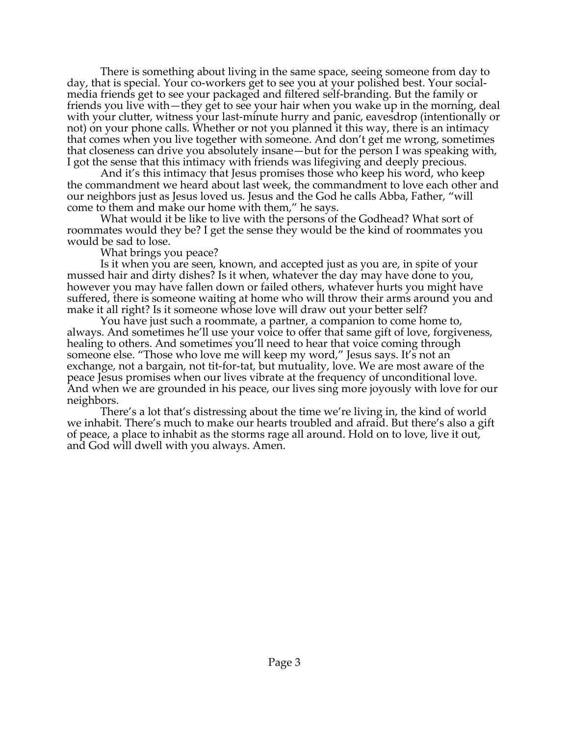There is something about living in the same space, seeing someone from day to day, that is special. Your co-workers get to see you at your polished best. Your social-media friends get to see your packaged and filtered self-branding. But the family or friends you live with—they get to see your hair when you wake up in the morning, deal with your clutter, witness your last-minute hurry and panic, eavesdrop (intentionally or not) on your phone calls. Whether or not you planned it this way, there is an intimacy that comes when you live together with someone. And don't get me wrong, sometimes that closeness can drive you absolutely insane—but for the person I was speaking with, I got the sense that this intimacy with friends was lifegiving and deeply precious.

And it's this intimacy that Jesus promises those who keep his word, who keep the commandment we heard about last week, the commandment to love each other and our neighbors just as Jesus loved us. Jesus and the God he calls Abba, Father, "will come to them and make our home with them," he says.

What would it be like to live with the persons of the Godhead? What sort of roommates would they be? I get the sense they would be the kind of roommates you would be sad to lose.

What brings you peace?

Is it when you are seen, known, and accepted just as you are, in spite of your mussed hair and dirty dishes? Is it when, whatever the day may have done to you, however you may have fallen down or failed others, whatever hurts you might have suffered, there is someone waiting at home who will throw their arms around you and make it all right? Is it someone whose love will draw out your better self?

You have just such a roommate, a partner, a companion to come home to, always. And sometimes he'll use your voice to offer that same gift of love, forgiveness, healing to others. And sometimes you'll need to hear that voice coming through someone else. "Those who love me will keep my word," Jesus says. It's not an exchange, not a bargain, not tit-for-tat, but mutuality, love. We are most aware of the peace Jesus promises when our lives vibrate at the frequency of unconditional love. And when we are grounded in his peace, our lives sing more joyously with love for our neighbors.

There's a lot that's distressing about the time we're living in, the kind of world we inhabit. There's much to make our hearts troubled and afraid. But there's also a gift of peace, a place to inhabit as the storms rage all around. Hold on to love, live it out, and God will dwell with you always. Amen.